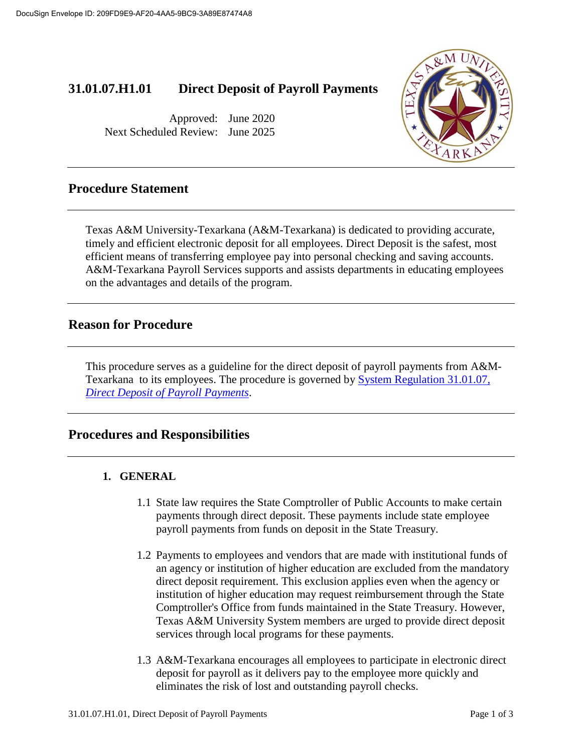# 31.01.07.H1.01 Direct Deposit of Payroll Payments

Approved: June 2020
Next Scheduled Review: June 2025

## Procedure Statement

Texas A&M University-Texarkana (A&M-Texarkana) is dedicated to providing accurate, timely and efficient electronic deposit for all employees. Direct Deposit is the safest, most efficient means of transferring employee pay into personal checking and saving accounts. A&M-Texarkana Payroll Services supports and assists departments in educating employees on the advantages and details of the program.

## Reason for Procedure

This procedure serves as a guideline for the direct deposit of payroll payments from A&M-Texarkana to its employees. The procedure is governed by [System Regulation 31.01.07, *Direct Deposit of Payroll Payments*].

## Procedures and Responsibilities

### 1. GENERAL

1.1 State law requires the State Comptroller of Public Accounts to make certain payments through direct deposit. These payments include state employee payroll payments from funds on deposit in the State Treasury.

1.2 Payments to employees and vendors that are made with institutional funds of an agency or institution of higher education are excluded from the mandatory direct deposit requirement. This exclusion applies even when the agency or institution of higher education may request reimbursement through the State Comptroller's Office from funds maintained in the State Treasury. However, Texas A&M University System members are urged to provide direct deposit services through local programs for these payments.

1.3 A&M-Texarkana encourages all employees to participate in electronic direct deposit for payroll as it delivers pay to the employee more quickly and eliminates the risk of lost and outstanding payroll checks.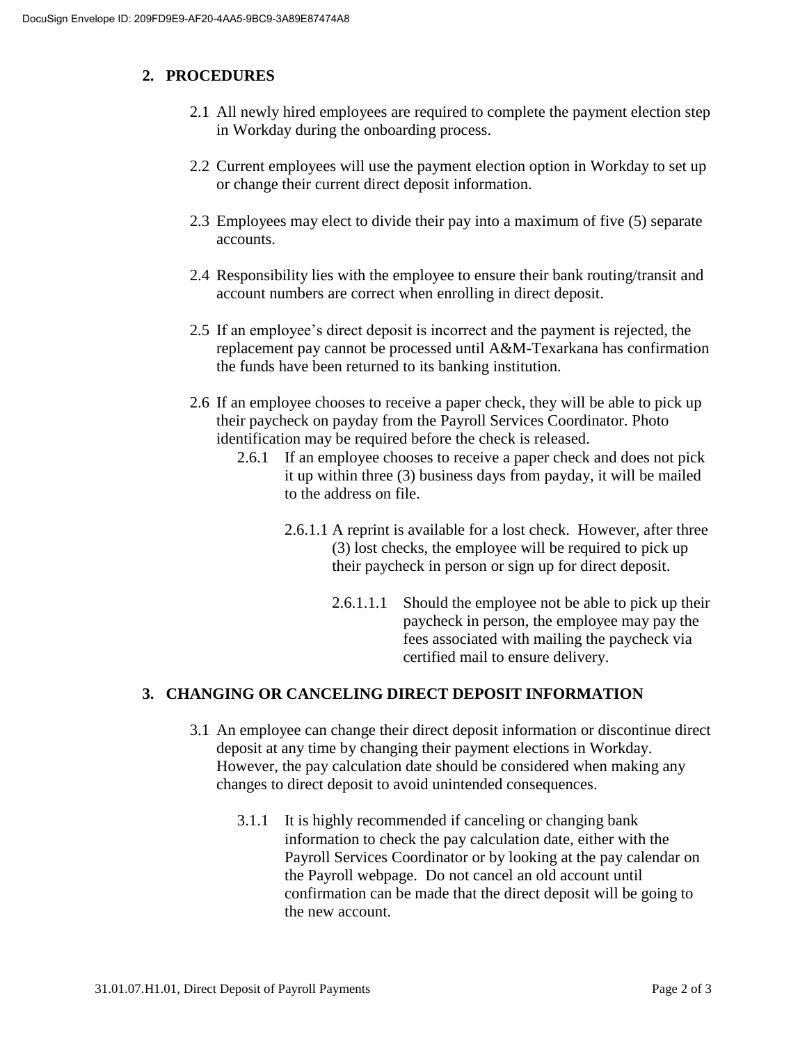## 2. PROCEDURES

2.1 All newly hired employees are required to complete the payment election step in Workday during the onboarding process.

2.2 Current employees will use the payment election option in Workday to set up or change their current direct deposit information.

2.3 Employees may elect to divide their pay into a maximum of five (5) separate accounts.

2.4 Responsibility lies with the employee to ensure their bank routing/transit and account numbers are correct when enrolling in direct deposit.

2.5 If an employee's direct deposit is incorrect and the payment is rejected, the replacement pay cannot be processed until A&M-Texarkana has confirmation the funds have been returned to its banking institution.

2.6 If an employee chooses to receive a paper check, they will be able to pick up their paycheck on payday from the Payroll Services Coordinator. Photo identification may be required before the check is released.

2.6.1 If an employee chooses to receive a paper check and does not pick it up within three (3) business days from payday, it will be mailed to the address on file.

2.6.1.1 A reprint is available for a lost check. However, after three (3) lost checks, the employee will be required to pick up their paycheck in person or sign up for direct deposit.

2.6.1.1.1 Should the employee not be able to pick up their paycheck in person, the employee may pay the fees associated with mailing the paycheck via certified mail to ensure delivery.

## 3. CHANGING OR CANCELING DIRECT DEPOSIT INFORMATION

3.1 An employee can change their direct deposit information or discontinue direct deposit at any time by changing their payment elections in Workday. However, the pay calculation date should be considered when making any changes to direct deposit to avoid unintended consequences.

3.1.1 It is highly recommended if canceling or changing bank information to check the pay calculation date, either with the Payroll Services Coordinator or by looking at the pay calendar on the Payroll webpage. Do not cancel an old account until confirmation can be made that the direct deposit will be going to the new account.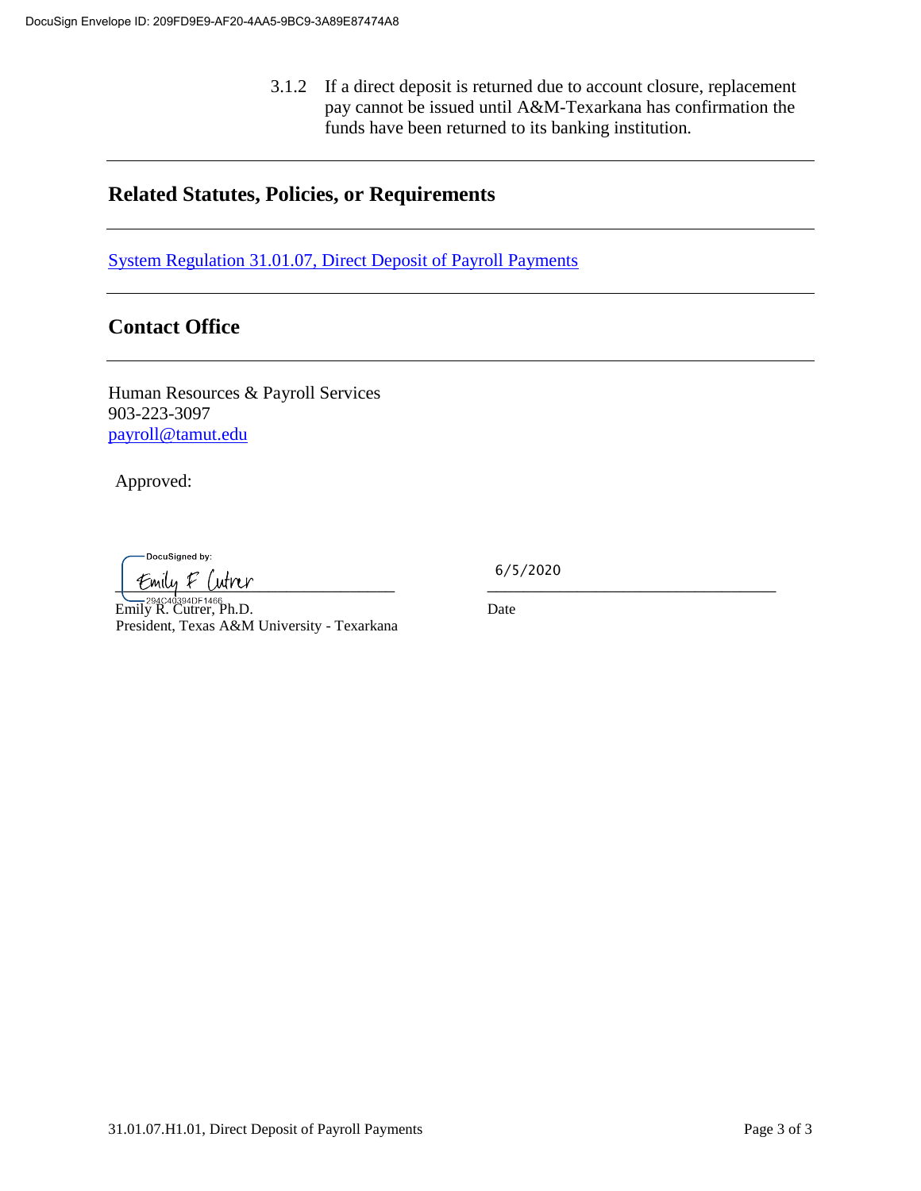3.1.2 If a direct deposit is returned due to account closure, replacement pay cannot be issued until A&M-Texarkana has confirmation the funds have been returned to its banking institution.

## Related Statutes, Policies, or Requirements

System Regulation 31.01.07, Direct Deposit of Payroll Payments

## Contact Office

Human Resources & Payroll Services
903-223-3097
payroll@tamut.edu

Approved:

DocuSigned by:
Emily F Cutrer
294C40394DF1466

Emily R. Cutrer, Ph.D.
President, Texas A&M University - Texarkana

6/5/2020

Date